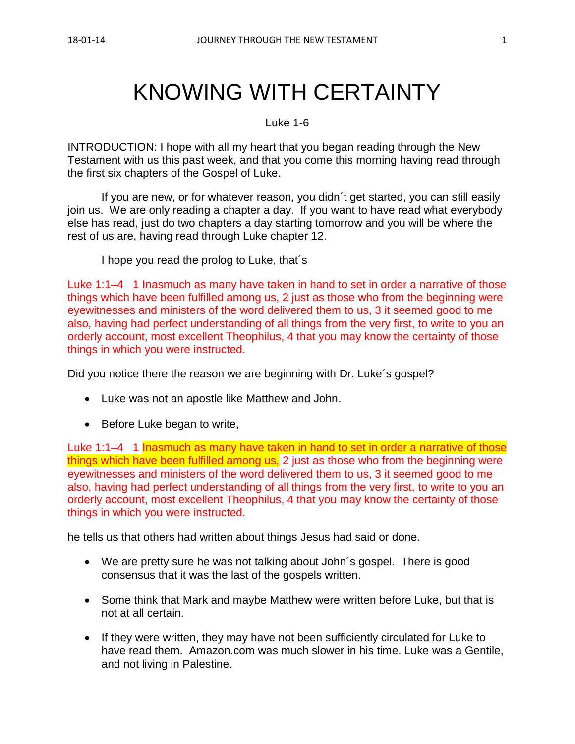# KNOWING WITH CERTAINTY

Luke 1-6

INTRODUCTION: I hope with all my heart that you began reading through the New Testament with us this past week, and that you come this morning having read through the first six chapters of the Gospel of Luke.

If you are new, or for whatever reason, you didn´t get started, you can still easily join us. We are only reading a chapter a day. If you want to have read what everybody else has read, just do two chapters a day starting tomorrow and you will be where the rest of us are, having read through Luke chapter 12.

I hope you read the prolog to Luke, that´s

Luke 1:1–4 1 Inasmuch as many have taken in hand to set in order a narrative of those things which have been fulfilled among us, 2 just as those who from the beginning were eyewitnesses and ministers of the word delivered them to us, 3 it seemed good to me also, having had perfect understanding of all things from the very first, to write to you an orderly account, most excellent Theophilus, 4 that you may know the certainty of those things in which you were instructed.

Did you notice there the reason we are beginning with Dr. Luke´s gospel?

- Luke was not an apostle like Matthew and John.
- Before Luke began to write,

Luke 1:1–4 1 Inasmuch as many have taken in hand to set in order a narrative of those things which have been fulfilled among us, 2 just as those who from the beginning were eyewitnesses and ministers of the word delivered them to us, 3 it seemed good to me also, having had perfect understanding of all things from the very first, to write to you an orderly account, most excellent Theophilus, 4 that you may know the certainty of those things in which you were instructed.

he tells us that others had written about things Jesus had said or done.

- We are pretty sure he was not talking about John´s gospel. There is good consensus that it was the last of the gospels written.
- Some think that Mark and maybe Matthew were written before Luke, but that is not at all certain.
- If they were written, they may have not been sufficiently circulated for Luke to have read them. Amazon.com was much slower in his time. Luke was a Gentile, and not living in Palestine.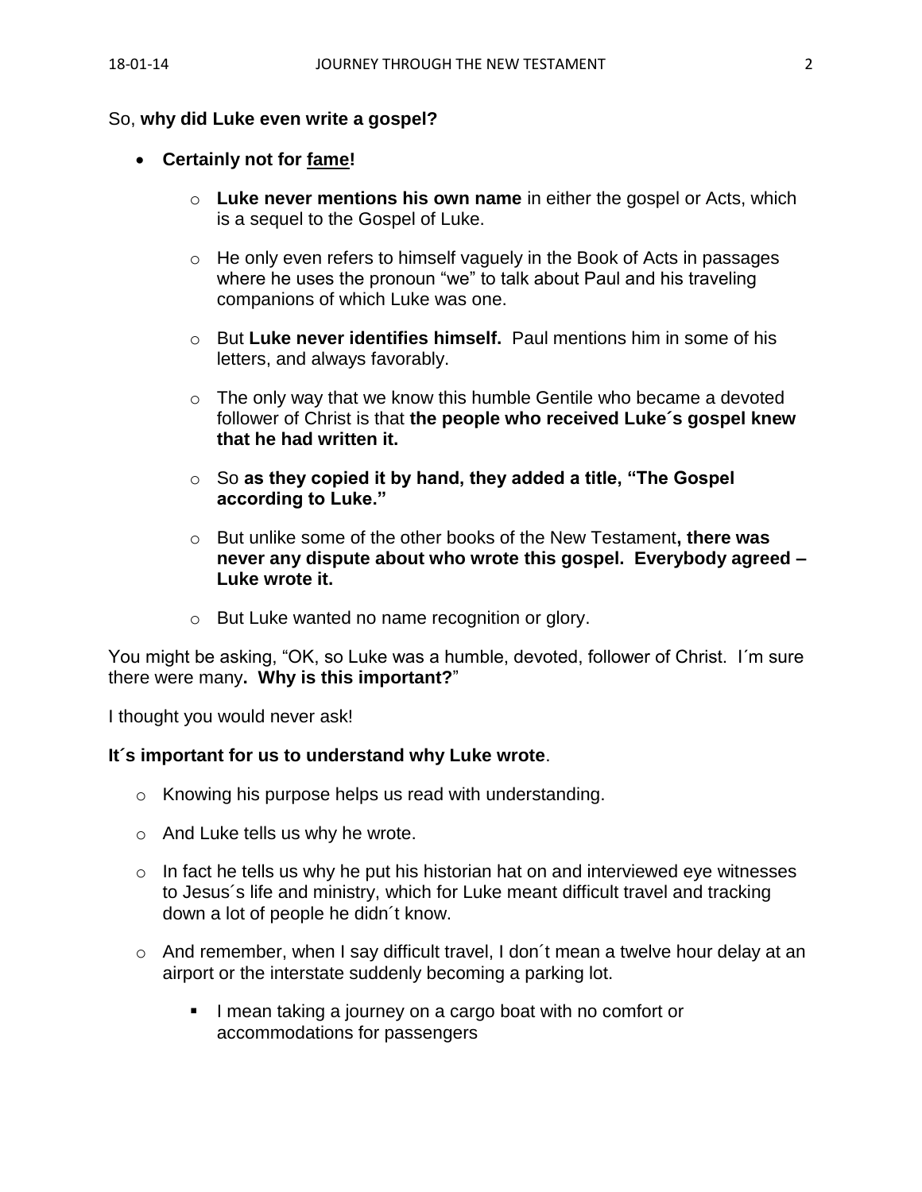So, **why did Luke even write a gospel?**

- **Certainly not for <u>fame</u>!**
  - **Luke never mentions his own name** in either the gospel or Acts, which is a sequel to the Gospel of Luke.
  - He only even refers to himself vaguely in the Book of Acts in passages where he uses the pronoun "we" to talk about Paul and his traveling companions of which Luke was one.
  - But **Luke never identifies himself.** Paul mentions him in some of his letters, and always favorably.
  - The only way that we know this humble Gentile who became a devoted follower of Christ is that **the people who received Luke´s gospel knew that he had written it.**
  - So **as they copied it by hand, they added a title, "The Gospel according to Luke."**
  - But unlike some of the other books of the New Testament**, there was never any dispute about who wrote this gospel. Everybody agreed – Luke wrote it.**
  - But Luke wanted no name recognition or glory.

You might be asking, "OK, so Luke was a humble, devoted, follower of Christ. I´m sure there were many**. Why is this important?**"

I thought you would never ask!

**It´s important for us to understand why Luke wrote**.

- Knowing his purpose helps us read with understanding.
- And Luke tells us why he wrote.
- In fact he tells us why he put his historian hat on and interviewed eye witnesses to Jesus´s life and ministry, which for Luke meant difficult travel and tracking down a lot of people he didn´t know.
- And remember, when I say difficult travel, I don´t mean a twelve hour delay at an airport or the interstate suddenly becoming a parking lot.
  - I mean taking a journey on a cargo boat with no comfort or accommodations for passengers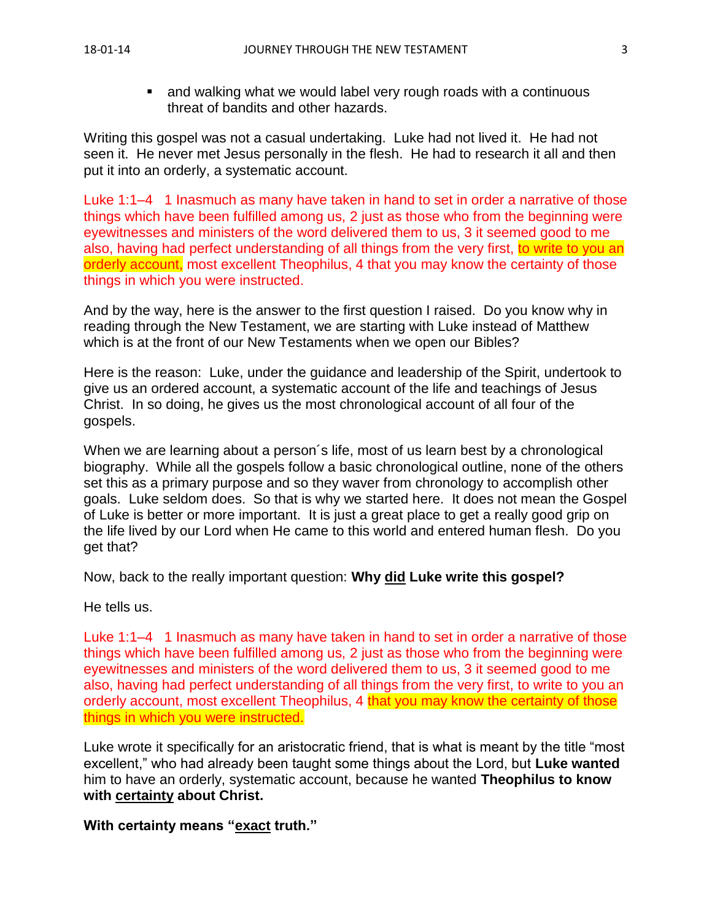- and walking what we would label very rough roads with a continuous threat of bandits and other hazards.

Writing this gospel was not a casual undertaking. Luke had not lived it. He had not seen it. He never met Jesus personally in the flesh. He had to research it all and then put it into an orderly, a systematic account.

Luke 1:1–4 1 Inasmuch as many have taken in hand to set in order a narrative of those things which have been fulfilled among us, 2 just as those who from the beginning were eyewitnesses and ministers of the word delivered them to us, 3 it seemed good to me also, having had perfect understanding of all things from the very first, to write to you an orderly account, most excellent Theophilus, 4 that you may know the certainty of those things in which you were instructed.

And by the way, here is the answer to the first question I raised. Do you know why in reading through the New Testament, we are starting with Luke instead of Matthew which is at the front of our New Testaments when we open our Bibles?

Here is the reason: Luke, under the guidance and leadership of the Spirit, undertook to give us an ordered account, a systematic account of the life and teachings of Jesus Christ. In so doing, he gives us the most chronological account of all four of the gospels.

When we are learning about a person´s life, most of us learn best by a chronological biography. While all the gospels follow a basic chronological outline, none of the others set this as a primary purpose and so they waver from chronology to accomplish other goals. Luke seldom does. So that is why we started here. It does not mean the Gospel of Luke is better or more important. It is just a great place to get a really good grip on the life lived by our Lord when He came to this world and entered human flesh. Do you get that?

Now, back to the really important question: **Why <u>did</u> Luke write this gospel?**

He tells us.

Luke 1:1–4 1 Inasmuch as many have taken in hand to set in order a narrative of those things which have been fulfilled among us, 2 just as those who from the beginning were eyewitnesses and ministers of the word delivered them to us, 3 it seemed good to me also, having had perfect understanding of all things from the very first, to write to you an orderly account, most excellent Theophilus, 4 that you may know the certainty of those things in which you were instructed.

Luke wrote it specifically for an aristocratic friend, that is what is meant by the title "most excellent," who had already been taught some things about the Lord, but **Luke wanted** him to have an orderly, systematic account, because he wanted **Theophilus to know with <u>certainty</u> about Christ.**

**With certainty means "<u>exact</u> truth."**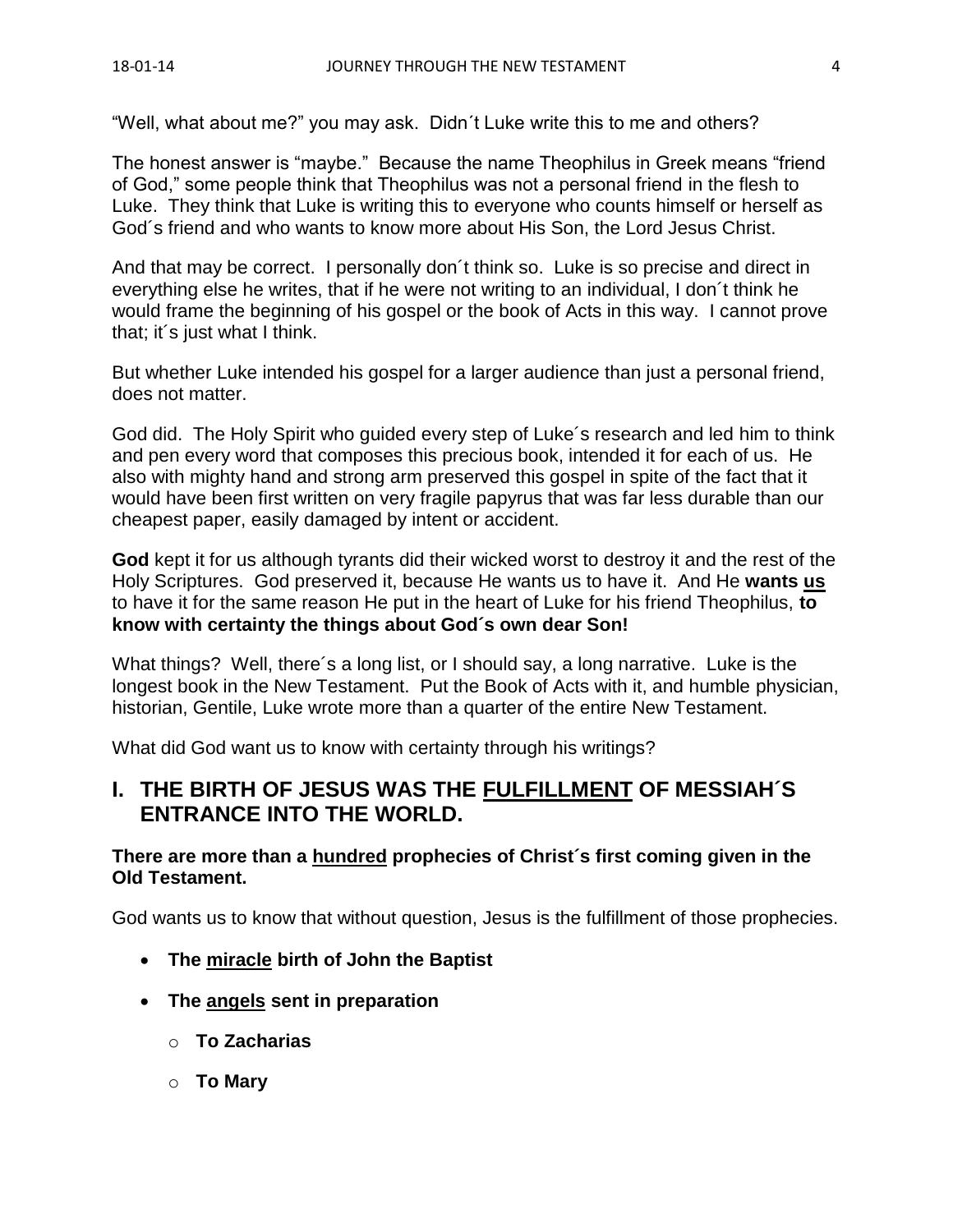"Well, what about me?" you may ask. Didn´t Luke write this to me and others?

The honest answer is "maybe." Because the name Theophilus in Greek means "friend of God," some people think that Theophilus was not a personal friend in the flesh to Luke. They think that Luke is writing this to everyone who counts himself or herself as God´s friend and who wants to know more about His Son, the Lord Jesus Christ.

And that may be correct. I personally don´t think so. Luke is so precise and direct in everything else he writes, that if he were not writing to an individual, I don´t think he would frame the beginning of his gospel or the book of Acts in this way. I cannot prove that; it´s just what I think.

But whether Luke intended his gospel for a larger audience than just a personal friend, does not matter.

God did. The Holy Spirit who guided every step of Luke´s research and led him to think and pen every word that composes this precious book, intended it for each of us. He also with mighty hand and strong arm preserved this gospel in spite of the fact that it would have been first written on very fragile papyrus that was far less durable than our cheapest paper, easily damaged by intent or accident.

**God** kept it for us although tyrants did their wicked worst to destroy it and the rest of the Holy Scriptures. God preserved it, because He wants us to have it. And He **wants <u>us</u>** to have it for the same reason He put in the heart of Luke for his friend Theophilus, **to know with certainty the things about God´s own dear Son!**

What things? Well, there´s a long list, or I should say, a long narrative. Luke is the longest book in the New Testament. Put the Book of Acts with it, and humble physician, historian, Gentile, Luke wrote more than a quarter of the entire New Testament.

What did God want us to know with certainty through his writings?

## I. THE BIRTH OF JESUS WAS THE <u>FULFILLMENT</u> OF MESSIAH´S ENTRANCE INTO THE WORLD.

**There are more than a <u>hundred</u> prophecies of Christ´s first coming given in the Old Testament.**

God wants us to know that without question, Jesus is the fulfillment of those prophecies.

- **The <u>miracle</u> birth of John the Baptist**
- **The <u>angels</u> sent in preparation**
  - **To Zacharias**
  - **To Mary**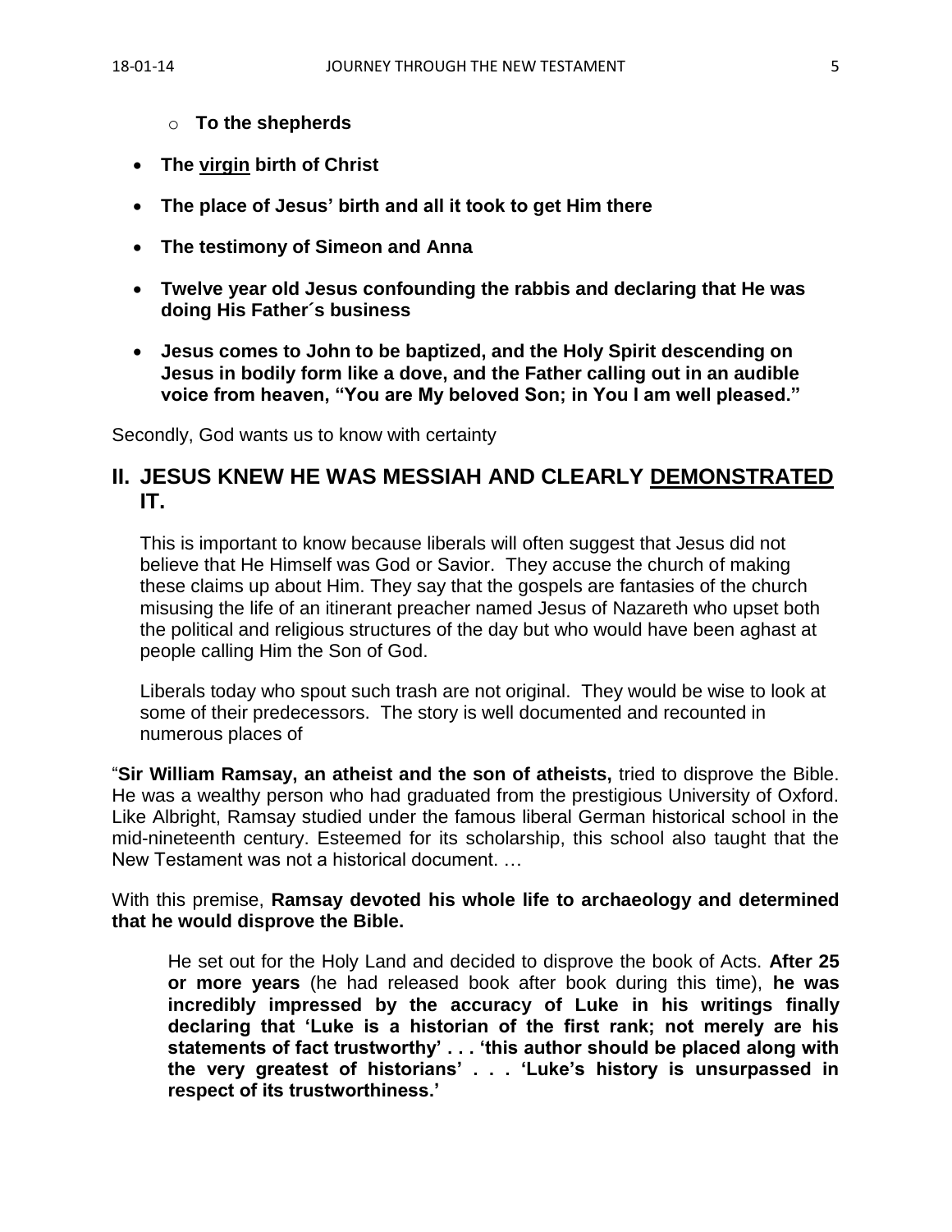- **To the shepherds**
- **The <u>virgin</u> birth of Christ**
- **The place of Jesus' birth and all it took to get Him there**
- **The testimony of Simeon and Anna**
- **Twelve year old Jesus confounding the rabbis and declaring that He was doing His Father´s business**
- **Jesus comes to John to be baptized, and the Holy Spirit descending on Jesus in bodily form like a dove, and the Father calling out in an audible voice from heaven, "You are My beloved Son; in You I am well pleased."**

Secondly, God wants us to know with certainty

## II. JESUS KNEW HE WAS MESSIAH AND CLEARLY <u>DEMONSTRATED</u> IT.

This is important to know because liberals will often suggest that Jesus did not believe that He Himself was God or Savior. They accuse the church of making these claims up about Him. They say that the gospels are fantasies of the church misusing the life of an itinerant preacher named Jesus of Nazareth who upset both the political and religious structures of the day but who would have been aghast at people calling Him the Son of God.

Liberals today who spout such trash are not original. They would be wise to look at some of their predecessors. The story is well documented and recounted in numerous places of

"**Sir William Ramsay, an atheist and the son of atheists,** tried to disprove the Bible. He was a wealthy person who had graduated from the prestigious University of Oxford. Like Albright, Ramsay studied under the famous liberal German historical school in the mid-nineteenth century. Esteemed for its scholarship, this school also taught that the New Testament was not a historical document. …

With this premise, **Ramsay devoted his whole life to archaeology and determined that he would disprove the Bible.**

> He set out for the Holy Land and decided to disprove the book of Acts. **After 25 or more years** (he had released book after book during this time), **he was incredibly impressed by the accuracy of Luke in his writings finally declaring that 'Luke is a historian of the first rank; not merely are his statements of fact trustworthy' . . . 'this author should be placed along with the very greatest of historians' . . . 'Luke's history is unsurpassed in respect of its trustworthiness.'**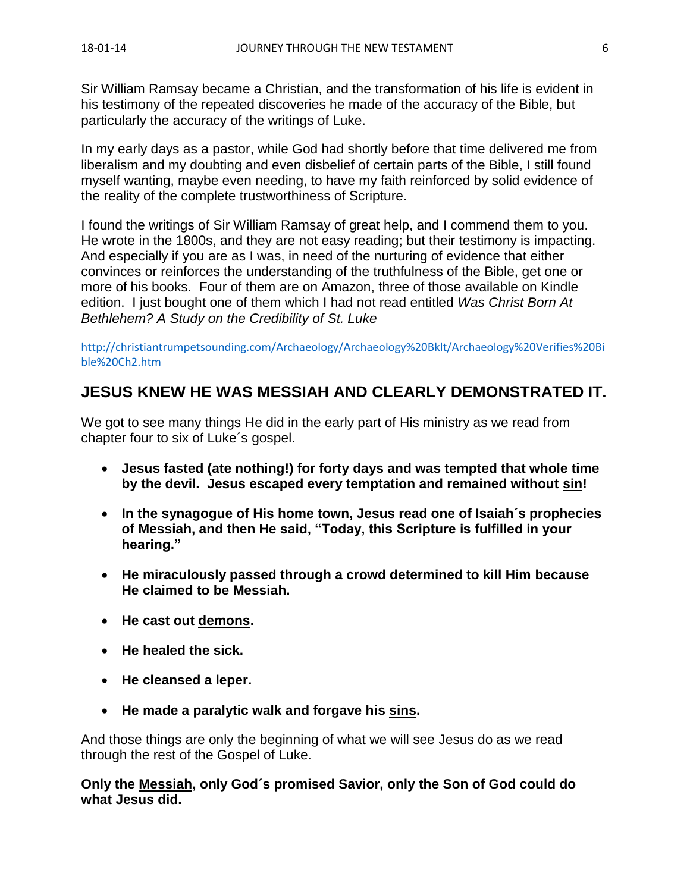Sir William Ramsay became a Christian, and the transformation of his life is evident in his testimony of the repeated discoveries he made of the accuracy of the Bible, but particularly the accuracy of the writings of Luke.

In my early days as a pastor, while God had shortly before that time delivered me from liberalism and my doubting and even disbelief of certain parts of the Bible, I still found myself wanting, maybe even needing, to have my faith reinforced by solid evidence of the reality of the complete trustworthiness of Scripture.

I found the writings of Sir William Ramsay of great help, and I commend them to you. He wrote in the 1800s, and they are not easy reading; but their testimony is impacting. And especially if you are as I was, in need of the nurturing of evidence that either convinces or reinforces the understanding of the truthfulness of the Bible, get one or more of his books. Four of them are on Amazon, three of those available on Kindle edition. I just bought one of them which I had not read entitled *Was Christ Born At Bethlehem? A Study on the Credibility of St. Luke*

http://christiantrumpetsounding.com/Archaeology/Archaeology%20Bklt/Archaeology%20Verifies%20Bible%20Ch2.htm

## JESUS KNEW HE WAS MESSIAH AND CLEARLY DEMONSTRATED IT.

We got to see many things He did in the early part of His ministry as we read from chapter four to six of Luke´s gospel.

- **Jesus fasted (ate nothing!) for forty days and was tempted that whole time by the devil. Jesus escaped every temptation and remained without sin!**
- **In the synagogue of His home town, Jesus read one of Isaiah´s prophecies of Messiah, and then He said, "Today, this Scripture is fulfilled in your hearing."**
- **He miraculously passed through a crowd determined to kill Him because He claimed to be Messiah.**
- **He cast out demons.**
- **He healed the sick.**
- **He cleansed a leper.**
- **He made a paralytic walk and forgave his sins.**

And those things are only the beginning of what we will see Jesus do as we read through the rest of the Gospel of Luke.

**Only the Messiah, only God´s promised Savior, only the Son of God could do what Jesus did.**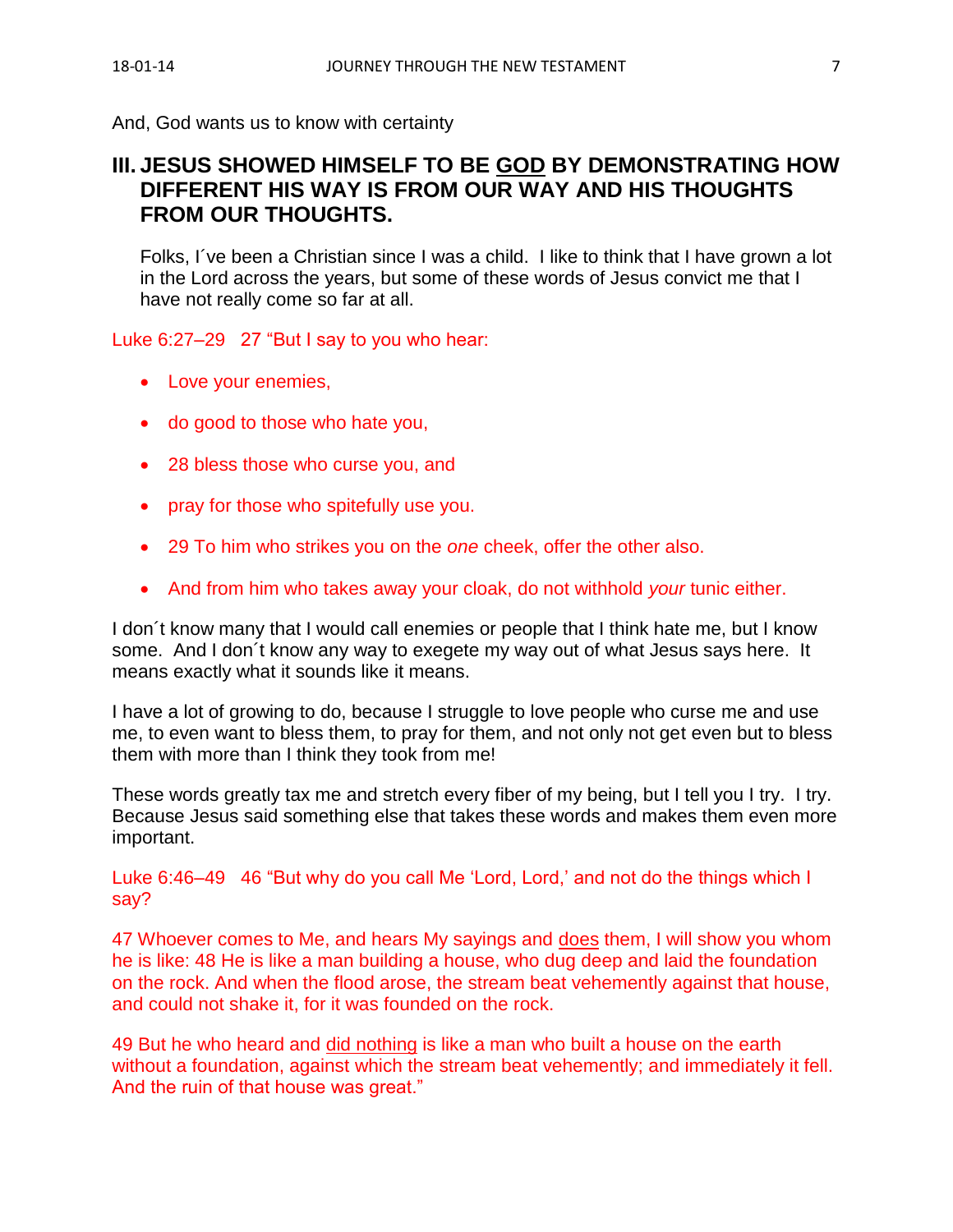And, God wants us to know with certainty

## III. JESUS SHOWED HIMSELF TO BE <u>GOD</u> BY DEMONSTRATING HOW DIFFERENT HIS WAY IS FROM OUR WAY AND HIS THOUGHTS FROM OUR THOUGHTS.

Folks, I´ve been a Christian since I was a child. I like to think that I have grown a lot in the Lord across the years, but some of these words of Jesus convict me that I have not really come so far at all.

Luke 6:27–29 27 "But I say to you who hear:

- Love your enemies,
- do good to those who hate you,
- 28 bless those who curse you, and
- pray for those who spitefully use you.
- 29 To him who strikes you on the *one* cheek, offer the other also.
- And from him who takes away your cloak, do not withhold *your* tunic either.

I don´t know many that I would call enemies or people that I think hate me, but I know some. And I don´t know any way to exegete my way out of what Jesus says here. It means exactly what it sounds like it means.

I have a lot of growing to do, because I struggle to love people who curse me and use me, to even want to bless them, to pray for them, and not only not get even but to bless them with more than I think they took from me!

These words greatly tax me and stretch every fiber of my being, but I tell you I try. I try. Because Jesus said something else that takes these words and makes them even more important.

Luke 6:46–49 46 "But why do you call Me 'Lord, Lord,' and not do the things which I say?

47 Whoever comes to Me, and hears My sayings and <u>does</u> them, I will show you whom he is like: 48 He is like a man building a house, who dug deep and laid the foundation on the rock. And when the flood arose, the stream beat vehemently against that house, and could not shake it, for it was founded on the rock.

49 But he who heard and <u>did nothing</u> is like a man who built a house on the earth without a foundation, against which the stream beat vehemently; and immediately it fell. And the ruin of that house was great."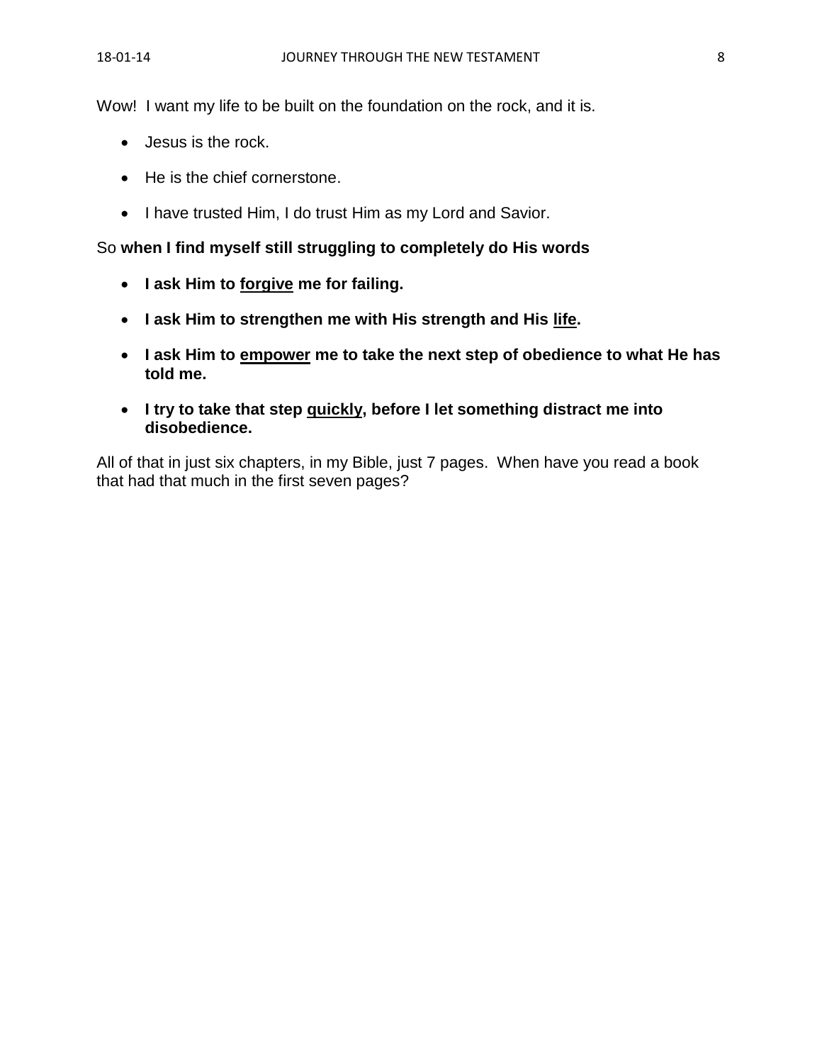Wow!  I want my life to be built on the foundation on the rock, and it is.

- Jesus is the rock.
- He is the chief cornerstone.
- I have trusted Him, I do trust Him as my Lord and Savior.

So **when I find myself still struggling to completely do His words**

- **I ask Him to <u>forgive</u> me for failing.**
- **I ask Him to strengthen me with His strength and His <u>life</u>.**
- **I ask Him to <u>empower</u> me to take the next step of obedience to what He has told me.**
- **I try to take that step <u>quickly</u>, before I let something distract me into disobedience.**

All of that in just six chapters, in my Bible, just 7 pages.  When have you read a book that had that much in the first seven pages?